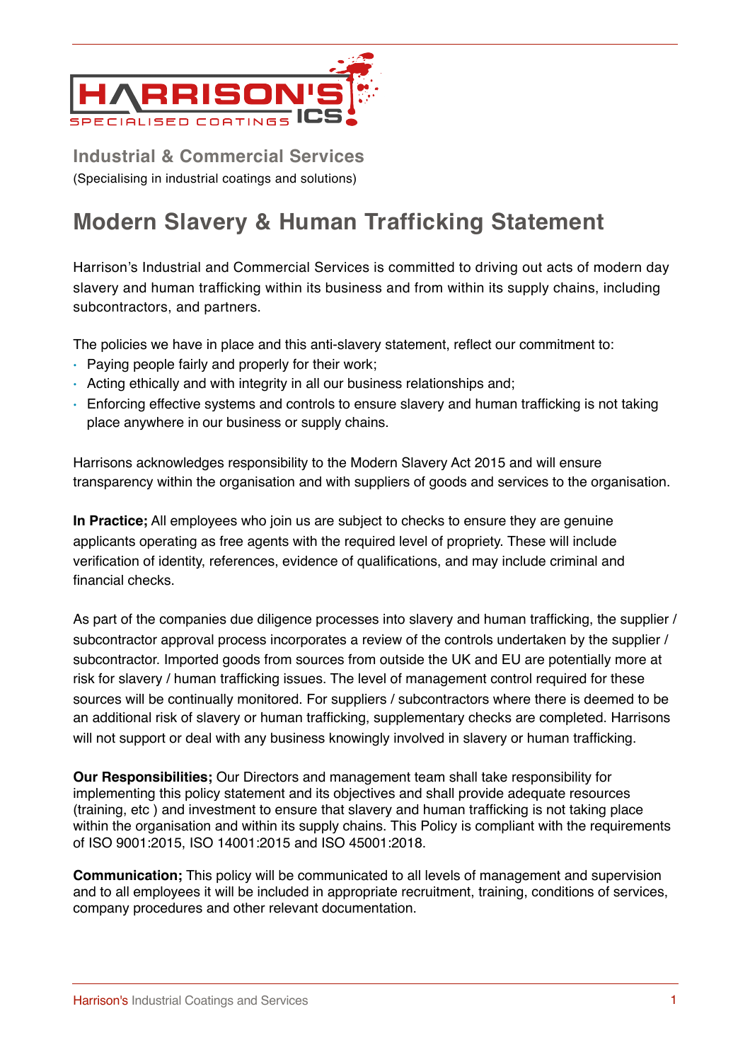**Industrial & Commercial Services**

(Specialising in industrial coatings and solutions)

# Modern Slavery & Human Trafficking Statement

Harrison's Industrial and Commercial Services is committed to driving out acts of modern day slavery and human trafficking within its business and from within its supply chains, including subcontractors, and partners.

The policies we have in place and this anti-slavery statement, reflect our commitment to:

- Paying people fairly and properly for their work;
- Acting ethically and with integrity in all our business relationships and;
- Enforcing effective systems and controls to ensure slavery and human trafficking is not taking place anywhere in our business or supply chains.

Harrisons acknowledges responsibility to the Modern Slavery Act 2015 and will ensure transparency within the organisation and with suppliers of goods and services to the organisation.

**In Practice;** All employees who join us are subject to checks to ensure they are genuine applicants operating as free agents with the required level of propriety. These will include verification of identity, references, evidence of qualifications, and may include criminal and financial checks.

As part of the companies due diligence processes into slavery and human trafficking, the supplier / subcontractor approval process incorporates a review of the controls undertaken by the supplier / subcontractor. Imported goods from sources from outside the UK and EU are potentially more at risk for slavery / human trafficking issues. The level of management control required for these sources will be continually monitored. For suppliers / subcontractors where there is deemed to be an additional risk of slavery or human trafficking, supplementary checks are completed. Harrisons will not support or deal with any business knowingly involved in slavery or human trafficking.

**Our Responsibilities;** Our Directors and management team shall take responsibility for implementing this policy statement and its objectives and shall provide adequate resources (training, etc ) and investment to ensure that slavery and human trafficking is not taking place within the organisation and within its supply chains. This Policy is compliant with the requirements of ISO 9001:2015, ISO 14001:2015 and ISO 45001:2018.

**Communication;** This policy will be communicated to all levels of management and supervision and to all employees it will be included in appropriate recruitment, training, conditions of services, company procedures and other relevant documentation.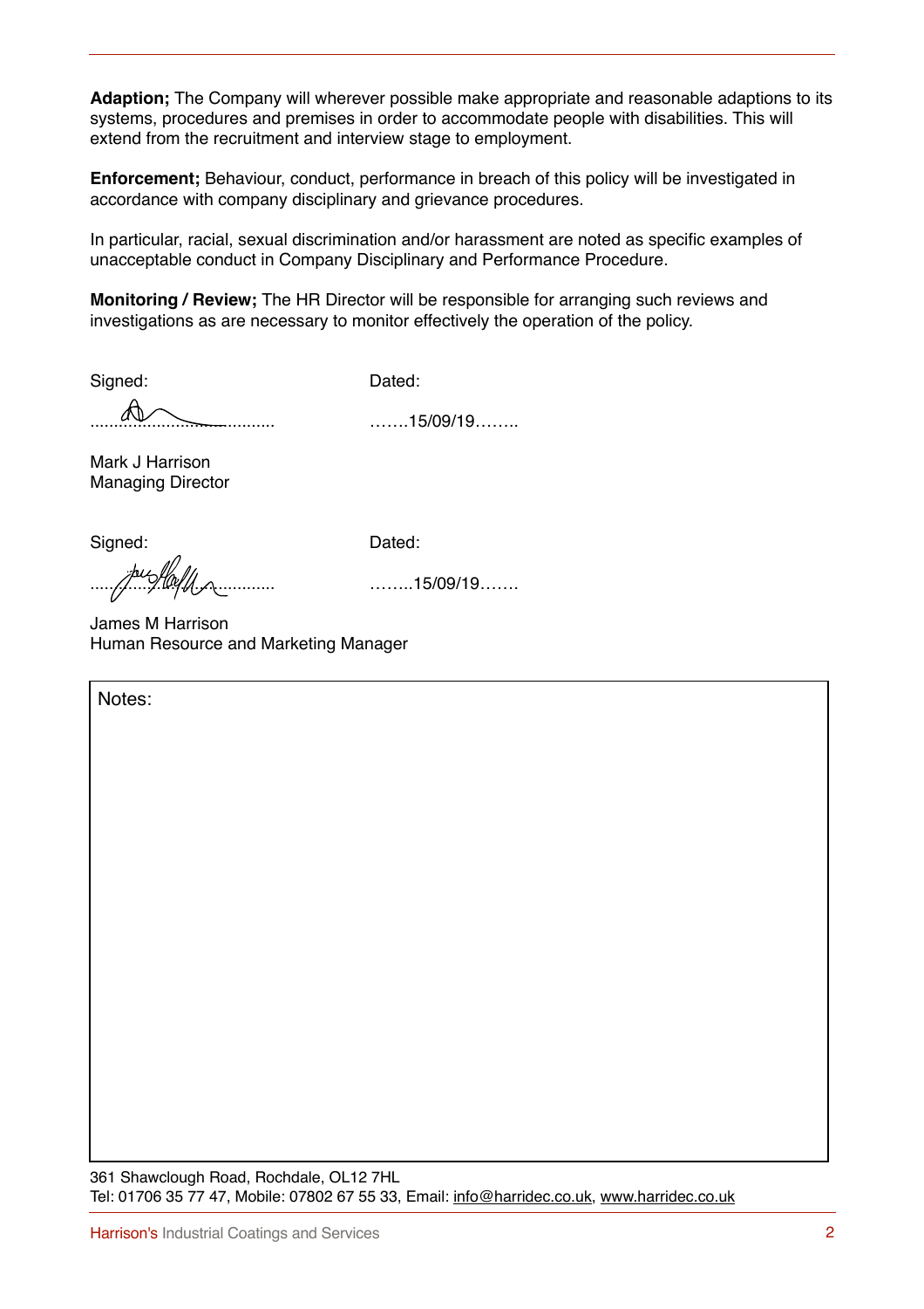**Adaption;** The Company will wherever possible make appropriate and reasonable adaptions to its systems, procedures and premises in order to accommodate people with disabilities. This will extend from the recruitment and interview stage to employment.

**Enforcement;** Behaviour, conduct, performance in breach of this policy will be investigated in accordance with company disciplinary and grievance procedures.

In particular, racial, sexual discrimination and/or harassment are noted as specific examples of unacceptable conduct in Company Disciplinary and Performance Procedure.

**Monitoring / Review;** The HR Director will be responsible for arranging such reviews and investigations as are necessary to monitor effectively the operation of the policy.

Signed: ....................................... Dated: …….15/09/19……..

Mark J Harrison
Managing Director

Signed: ....................................... Dated: ……..15/09/19…….

James M Harrison
Human Resource and Marketing Manager

| Notes: |
|---|
| |

361 Shawclough Road, Rochdale, OL12 7HL
Tel: 01706 35 77 47, Mobile: 07802 67 55 33, Email: info@harridec.co.uk, www.harridec.co.uk